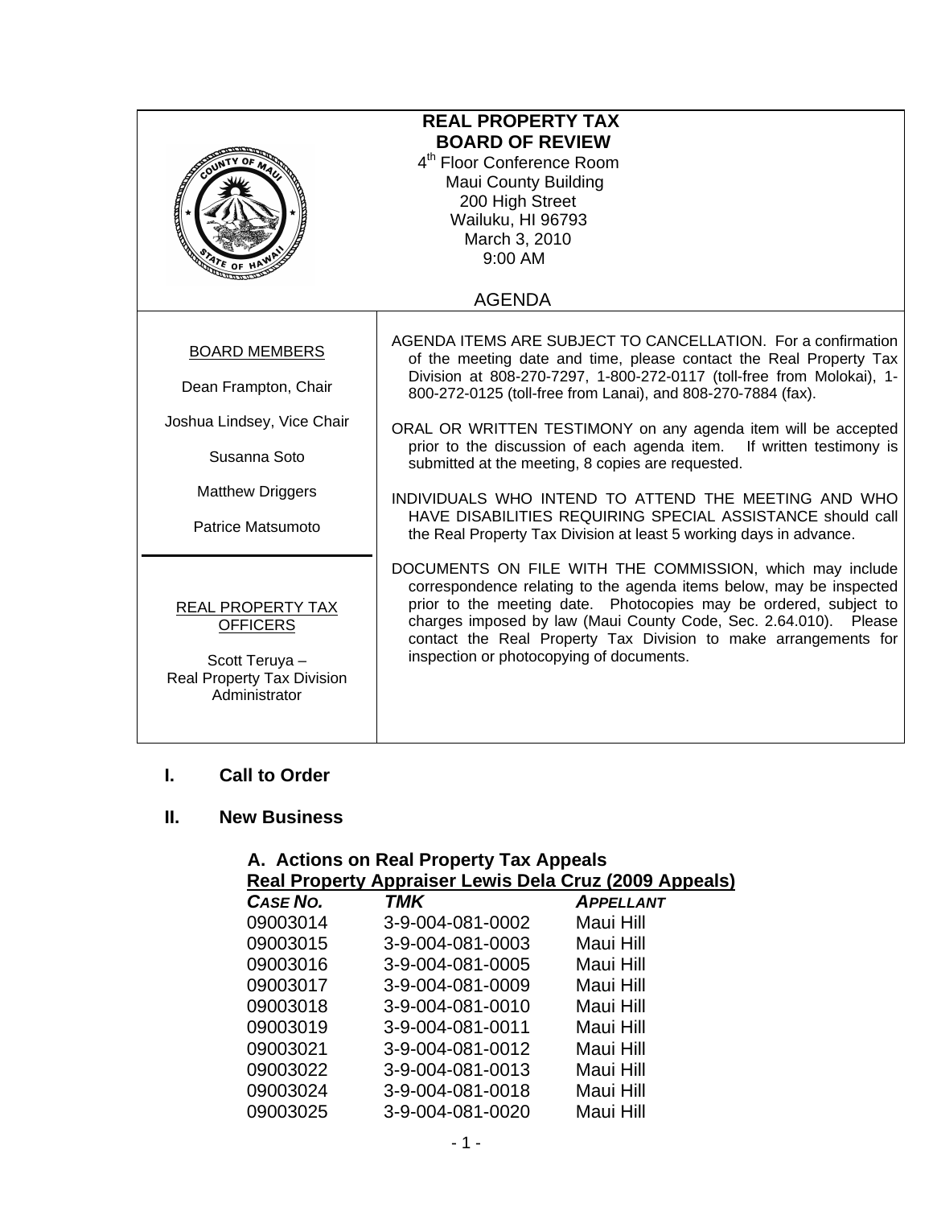# REAL PROPERTY TAX
# BOARD OF REVIEW

4th Floor Conference Room
Maui County Building
200 High Street
Wailuku, HI 96793
March 3, 2010
9:00 AM

AGENDA

BOARD MEMBERS

Dean Frampton, Chair

Joshua Lindsey, Vice Chair

Susanna Soto

Matthew Driggers

Patrice Matsumoto

REAL PROPERTY TAX OFFICERS

Scott Teruya –
Real Property Tax Division Administrator

AGENDA ITEMS ARE SUBJECT TO CANCELLATION. For a confirmation of the meeting date and time, please contact the Real Property Tax Division at 808-270-7297, 1-800-272-0117 (toll-free from Molokai), 1-800-272-0125 (toll-free from Lanai), and 808-270-7884 (fax).

ORAL OR WRITTEN TESTIMONY on any agenda item will be accepted prior to the discussion of each agenda item. If written testimony is submitted at the meeting, 8 copies are requested.

INDIVIDUALS WHO INTEND TO ATTEND THE MEETING AND WHO HAVE DISABILITIES REQUIRING SPECIAL ASSISTANCE should call the Real Property Tax Division at least 5 working days in advance.

DOCUMENTS ON FILE WITH THE COMMISSION, which may include correspondence relating to the agenda items below, may be inspected prior to the meeting date. Photocopies may be ordered, subject to charges imposed by law (Maui County Code, Sec. 2.64.010). Please contact the Real Property Tax Division to make arrangements for inspection or photocopying of documents.

## I. Call to Order

## II. New Business

### A. Actions on Real Property Tax Appeals

**Real Property Appraiser Lewis Dela Cruz (2009 Appeals)**

| *CASE NO.* | *TMK* | *APPELLANT* |
|---|---|---|
| 09003014 | 3-9-004-081-0002 | Maui Hill |
| 09003015 | 3-9-004-081-0003 | Maui Hill |
| 09003016 | 3-9-004-081-0005 | Maui Hill |
| 09003017 | 3-9-004-081-0009 | Maui Hill |
| 09003018 | 3-9-004-081-0010 | Maui Hill |
| 09003019 | 3-9-004-081-0011 | Maui Hill |
| 09003021 | 3-9-004-081-0012 | Maui Hill |
| 09003022 | 3-9-004-081-0013 | Maui Hill |
| 09003024 | 3-9-004-081-0018 | Maui Hill |
| 09003025 | 3-9-004-081-0020 | Maui Hill |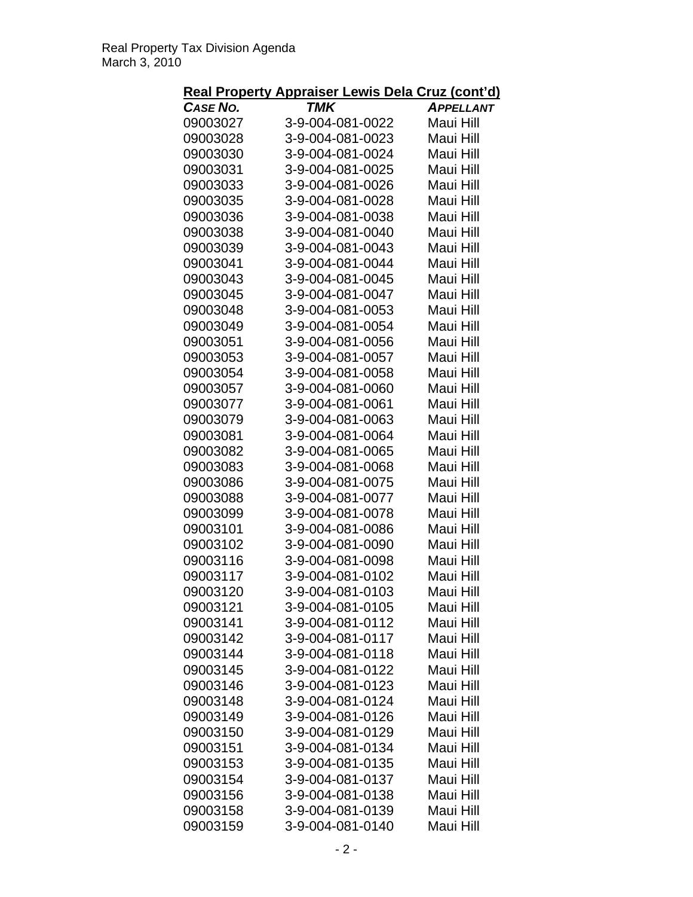**Real Property Appraiser Lewis Dela Cruz (cont'd)**

| *CASE NO.* | *TMK* | *APPELLANT* |
|---|---|---|
| 09003027 | 3-9-004-081-0022 | Maui Hill |
| 09003028 | 3-9-004-081-0023 | Maui Hill |
| 09003030 | 3-9-004-081-0024 | Maui Hill |
| 09003031 | 3-9-004-081-0025 | Maui Hill |
| 09003033 | 3-9-004-081-0026 | Maui Hill |
| 09003035 | 3-9-004-081-0028 | Maui Hill |
| 09003036 | 3-9-004-081-0038 | Maui Hill |
| 09003038 | 3-9-004-081-0040 | Maui Hill |
| 09003039 | 3-9-004-081-0043 | Maui Hill |
| 09003041 | 3-9-004-081-0044 | Maui Hill |
| 09003043 | 3-9-004-081-0045 | Maui Hill |
| 09003045 | 3-9-004-081-0047 | Maui Hill |
| 09003048 | 3-9-004-081-0053 | Maui Hill |
| 09003049 | 3-9-004-081-0054 | Maui Hill |
| 09003051 | 3-9-004-081-0056 | Maui Hill |
| 09003053 | 3-9-004-081-0057 | Maui Hill |
| 09003054 | 3-9-004-081-0058 | Maui Hill |
| 09003057 | 3-9-004-081-0060 | Maui Hill |
| 09003077 | 3-9-004-081-0061 | Maui Hill |
| 09003079 | 3-9-004-081-0063 | Maui Hill |
| 09003081 | 3-9-004-081-0064 | Maui Hill |
| 09003082 | 3-9-004-081-0065 | Maui Hill |
| 09003083 | 3-9-004-081-0068 | Maui Hill |
| 09003086 | 3-9-004-081-0075 | Maui Hill |
| 09003088 | 3-9-004-081-0077 | Maui Hill |
| 09003099 | 3-9-004-081-0078 | Maui Hill |
| 09003101 | 3-9-004-081-0086 | Maui Hill |
| 09003102 | 3-9-004-081-0090 | Maui Hill |
| 09003116 | 3-9-004-081-0098 | Maui Hill |
| 09003117 | 3-9-004-081-0102 | Maui Hill |
| 09003120 | 3-9-004-081-0103 | Maui Hill |
| 09003121 | 3-9-004-081-0105 | Maui Hill |
| 09003141 | 3-9-004-081-0112 | Maui Hill |
| 09003142 | 3-9-004-081-0117 | Maui Hill |
| 09003144 | 3-9-004-081-0118 | Maui Hill |
| 09003145 | 3-9-004-081-0122 | Maui Hill |
| 09003146 | 3-9-004-081-0123 | Maui Hill |
| 09003148 | 3-9-004-081-0124 | Maui Hill |
| 09003149 | 3-9-004-081-0126 | Maui Hill |
| 09003150 | 3-9-004-081-0129 | Maui Hill |
| 09003151 | 3-9-004-081-0134 | Maui Hill |
| 09003153 | 3-9-004-081-0135 | Maui Hill |
| 09003154 | 3-9-004-081-0137 | Maui Hill |
| 09003156 | 3-9-004-081-0138 | Maui Hill |
| 09003158 | 3-9-004-081-0139 | Maui Hill |
| 09003159 | 3-9-004-081-0140 | Maui Hill |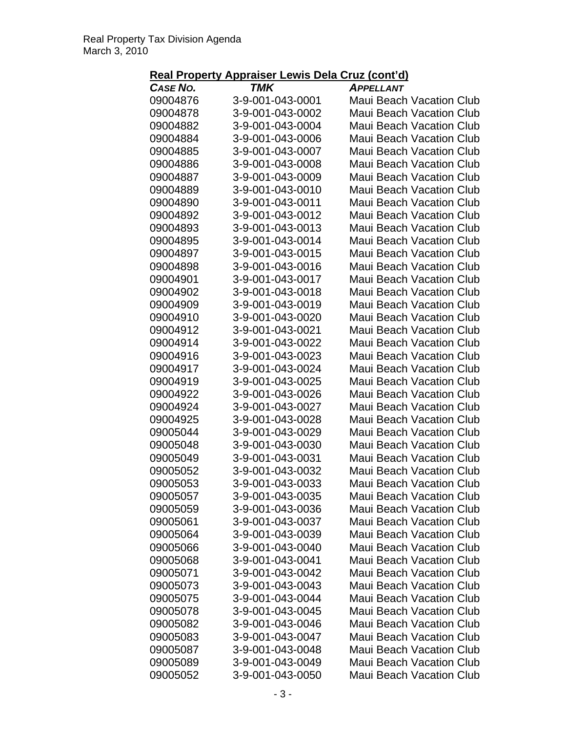Real Property Tax Division Agenda
March 3, 2010

## Real Property Appraiser Lewis Dela Cruz (cont'd)

| *CASE NO.* | *TMK* | *APPELLANT* |
|---|---|---|
| 09004876 | 3-9-001-043-0001 | Maui Beach Vacation Club |
| 09004878 | 3-9-001-043-0002 | Maui Beach Vacation Club |
| 09004882 | 3-9-001-043-0004 | Maui Beach Vacation Club |
| 09004884 | 3-9-001-043-0006 | Maui Beach Vacation Club |
| 09004885 | 3-9-001-043-0007 | Maui Beach Vacation Club |
| 09004886 | 3-9-001-043-0008 | Maui Beach Vacation Club |
| 09004887 | 3-9-001-043-0009 | Maui Beach Vacation Club |
| 09004889 | 3-9-001-043-0010 | Maui Beach Vacation Club |
| 09004890 | 3-9-001-043-0011 | Maui Beach Vacation Club |
| 09004892 | 3-9-001-043-0012 | Maui Beach Vacation Club |
| 09004893 | 3-9-001-043-0013 | Maui Beach Vacation Club |
| 09004895 | 3-9-001-043-0014 | Maui Beach Vacation Club |
| 09004897 | 3-9-001-043-0015 | Maui Beach Vacation Club |
| 09004898 | 3-9-001-043-0016 | Maui Beach Vacation Club |
| 09004901 | 3-9-001-043-0017 | Maui Beach Vacation Club |
| 09004902 | 3-9-001-043-0018 | Maui Beach Vacation Club |
| 09004909 | 3-9-001-043-0019 | Maui Beach Vacation Club |
| 09004910 | 3-9-001-043-0020 | Maui Beach Vacation Club |
| 09004912 | 3-9-001-043-0021 | Maui Beach Vacation Club |
| 09004914 | 3-9-001-043-0022 | Maui Beach Vacation Club |
| 09004916 | 3-9-001-043-0023 | Maui Beach Vacation Club |
| 09004917 | 3-9-001-043-0024 | Maui Beach Vacation Club |
| 09004919 | 3-9-001-043-0025 | Maui Beach Vacation Club |
| 09004922 | 3-9-001-043-0026 | Maui Beach Vacation Club |
| 09004924 | 3-9-001-043-0027 | Maui Beach Vacation Club |
| 09004925 | 3-9-001-043-0028 | Maui Beach Vacation Club |
| 09005044 | 3-9-001-043-0029 | Maui Beach Vacation Club |
| 09005048 | 3-9-001-043-0030 | Maui Beach Vacation Club |
| 09005049 | 3-9-001-043-0031 | Maui Beach Vacation Club |
| 09005052 | 3-9-001-043-0032 | Maui Beach Vacation Club |
| 09005053 | 3-9-001-043-0033 | Maui Beach Vacation Club |
| 09005057 | 3-9-001-043-0035 | Maui Beach Vacation Club |
| 09005059 | 3-9-001-043-0036 | Maui Beach Vacation Club |
| 09005061 | 3-9-001-043-0037 | Maui Beach Vacation Club |
| 09005064 | 3-9-001-043-0039 | Maui Beach Vacation Club |
| 09005066 | 3-9-001-043-0040 | Maui Beach Vacation Club |
| 09005068 | 3-9-001-043-0041 | Maui Beach Vacation Club |
| 09005071 | 3-9-001-043-0042 | Maui Beach Vacation Club |
| 09005073 | 3-9-001-043-0043 | Maui Beach Vacation Club |
| 09005075 | 3-9-001-043-0044 | Maui Beach Vacation Club |
| 09005078 | 3-9-001-043-0045 | Maui Beach Vacation Club |
| 09005082 | 3-9-001-043-0046 | Maui Beach Vacation Club |
| 09005083 | 3-9-001-043-0047 | Maui Beach Vacation Club |
| 09005087 | 3-9-001-043-0048 | Maui Beach Vacation Club |
| 09005089 | 3-9-001-043-0049 | Maui Beach Vacation Club |
| 09005052 | 3-9-001-043-0050 | Maui Beach Vacation Club |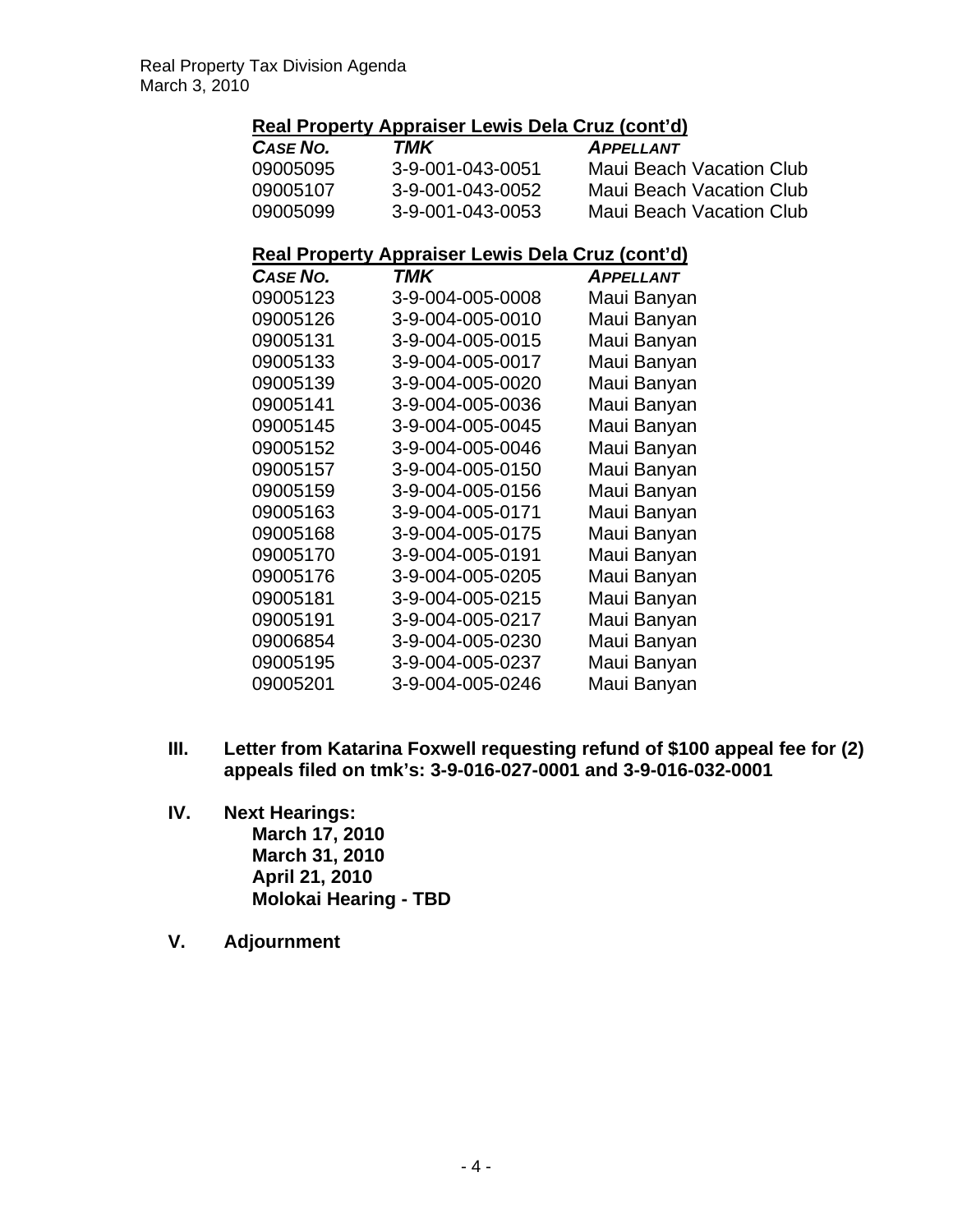**Real Property Appraiser Lewis Dela Cruz (cont'd)**

| *CASE NO.* | *TMK* | *APPELLANT* |
|---|---|---|
| 09005095 | 3-9-001-043-0051 | Maui Beach Vacation Club |
| 09005107 | 3-9-001-043-0052 | Maui Beach Vacation Club |
| 09005099 | 3-9-001-043-0053 | Maui Beach Vacation Club |

**Real Property Appraiser Lewis Dela Cruz (cont'd)**

| *CASE NO.* | *TMK* | *APPELLANT* |
|---|---|---|
| 09005123 | 3-9-004-005-0008 | Maui Banyan |
| 09005126 | 3-9-004-005-0010 | Maui Banyan |
| 09005131 | 3-9-004-005-0015 | Maui Banyan |
| 09005133 | 3-9-004-005-0017 | Maui Banyan |
| 09005139 | 3-9-004-005-0020 | Maui Banyan |
| 09005141 | 3-9-004-005-0036 | Maui Banyan |
| 09005145 | 3-9-004-005-0045 | Maui Banyan |
| 09005152 | 3-9-004-005-0046 | Maui Banyan |
| 09005157 | 3-9-004-005-0150 | Maui Banyan |
| 09005159 | 3-9-004-005-0156 | Maui Banyan |
| 09005163 | 3-9-004-005-0171 | Maui Banyan |
| 09005168 | 3-9-004-005-0175 | Maui Banyan |
| 09005170 | 3-9-004-005-0191 | Maui Banyan |
| 09005176 | 3-9-004-005-0205 | Maui Banyan |
| 09005181 | 3-9-004-005-0215 | Maui Banyan |
| 09005191 | 3-9-004-005-0217 | Maui Banyan |
| 09006854 | 3-9-004-005-0230 | Maui Banyan |
| 09005195 | 3-9-004-005-0237 | Maui Banyan |
| 09005201 | 3-9-004-005-0246 | Maui Banyan |

**III. Letter from Katarina Foxwell requesting refund of $100 appeal fee for (2) appeals filed on tmk's: 3-9-016-027-0001 and 3-9-016-032-0001**

**IV. Next Hearings:**

**March 17, 2010**
**March 31, 2010**
**April 21, 2010**
**Molokai Hearing - TBD**

**V. Adjournment**